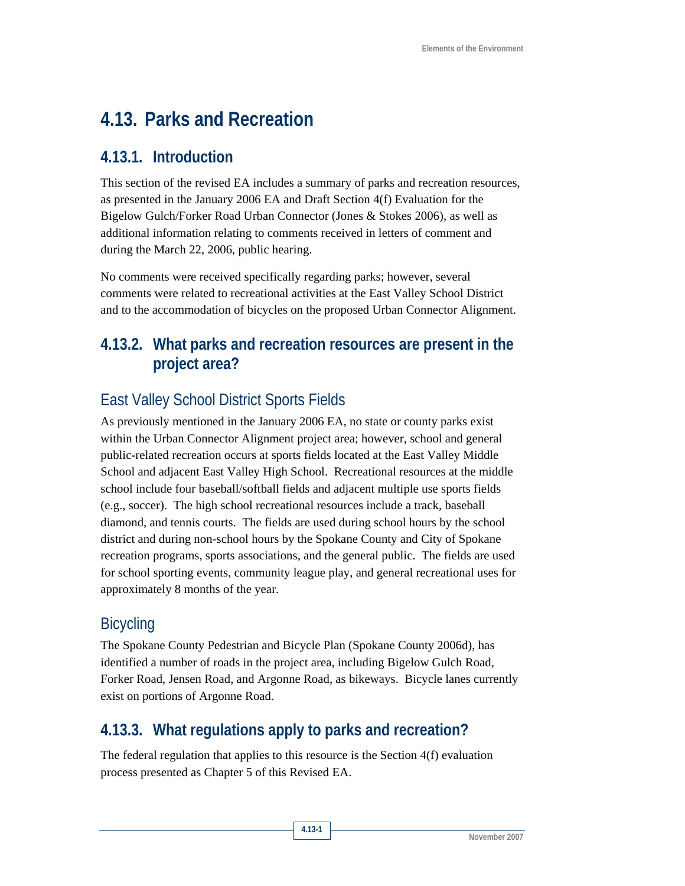# 4.13. Parks and Recreation

## 4.13.1. Introduction

This section of the revised EA includes a summary of parks and recreation resources, as presented in the January 2006 EA and Draft Section 4(f) Evaluation for the Bigelow Gulch/Forker Road Urban Connector (Jones & Stokes 2006), as well as additional information relating to comments received in letters of comment and during the March 22, 2006, public hearing.

No comments were received specifically regarding parks; however, several comments were related to recreational activities at the East Valley School District and to the accommodation of bicycles on the proposed Urban Connector Alignment.

## 4.13.2. What parks and recreation resources are present in the project area?

### East Valley School District Sports Fields

As previously mentioned in the January 2006 EA, no state or county parks exist within the Urban Connector Alignment project area; however, school and general public-related recreation occurs at sports fields located at the East Valley Middle School and adjacent East Valley High School. Recreational resources at the middle school include four baseball/softball fields and adjacent multiple use sports fields (e.g., soccer). The high school recreational resources include a track, baseball diamond, and tennis courts. The fields are used during school hours by the school district and during non-school hours by the Spokane County and City of Spokane recreation programs, sports associations, and the general public. The fields are used for school sporting events, community league play, and general recreational uses for approximately 8 months of the year.

### Bicycling

The Spokane County Pedestrian and Bicycle Plan (Spokane County 2006d), has identified a number of roads in the project area, including Bigelow Gulch Road, Forker Road, Jensen Road, and Argonne Road, as bikeways. Bicycle lanes currently exist on portions of Argonne Road.

## 4.13.3. What regulations apply to parks and recreation?

The federal regulation that applies to this resource is the Section 4(f) evaluation process presented as Chapter 5 of this Revised EA.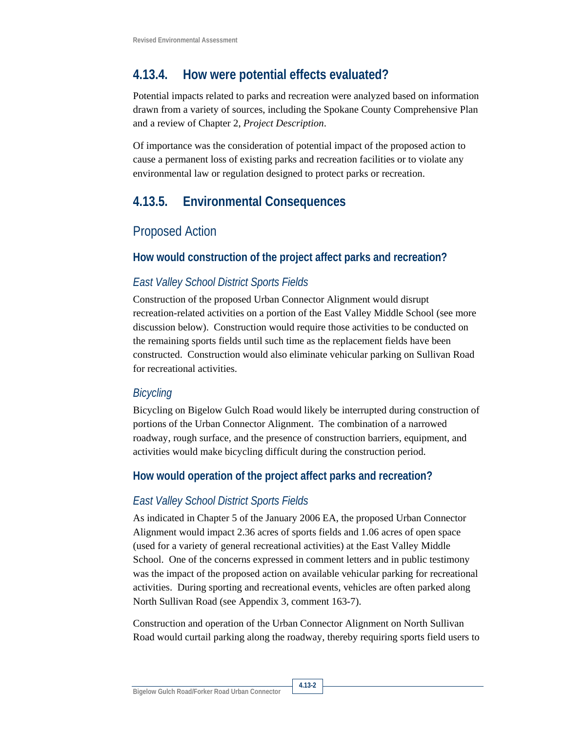## 4.13.4. How were potential effects evaluated?

Potential impacts related to parks and recreation were analyzed based on information drawn from a variety of sources, including the Spokane County Comprehensive Plan and a review of Chapter 2, *Project Description*.

Of importance was the consideration of potential impact of the proposed action to cause a permanent loss of existing parks and recreation facilities or to violate any environmental law or regulation designed to protect parks or recreation.

## 4.13.5. Environmental Consequences

### Proposed Action

#### How would construction of the project affect parks and recreation?

##### *East Valley School District Sports Fields*

Construction of the proposed Urban Connector Alignment would disrupt recreation-related activities on a portion of the East Valley Middle School (see more discussion below). Construction would require those activities to be conducted on the remaining sports fields until such time as the replacement fields have been constructed. Construction would also eliminate vehicular parking on Sullivan Road for recreational activities.

##### *Bicycling*

Bicycling on Bigelow Gulch Road would likely be interrupted during construction of portions of the Urban Connector Alignment. The combination of a narrowed roadway, rough surface, and the presence of construction barriers, equipment, and activities would make bicycling difficult during the construction period.

#### How would operation of the project affect parks and recreation?

##### *East Valley School District Sports Fields*

As indicated in Chapter 5 of the January 2006 EA, the proposed Urban Connector Alignment would impact 2.36 acres of sports fields and 1.06 acres of open space (used for a variety of general recreational activities) at the East Valley Middle School. One of the concerns expressed in comment letters and in public testimony was the impact of the proposed action on available vehicular parking for recreational activities. During sporting and recreational events, vehicles are often parked along North Sullivan Road (see Appendix 3, comment 163-7).

Construction and operation of the Urban Connector Alignment on North Sullivan Road would curtail parking along the roadway, thereby requiring sports field users to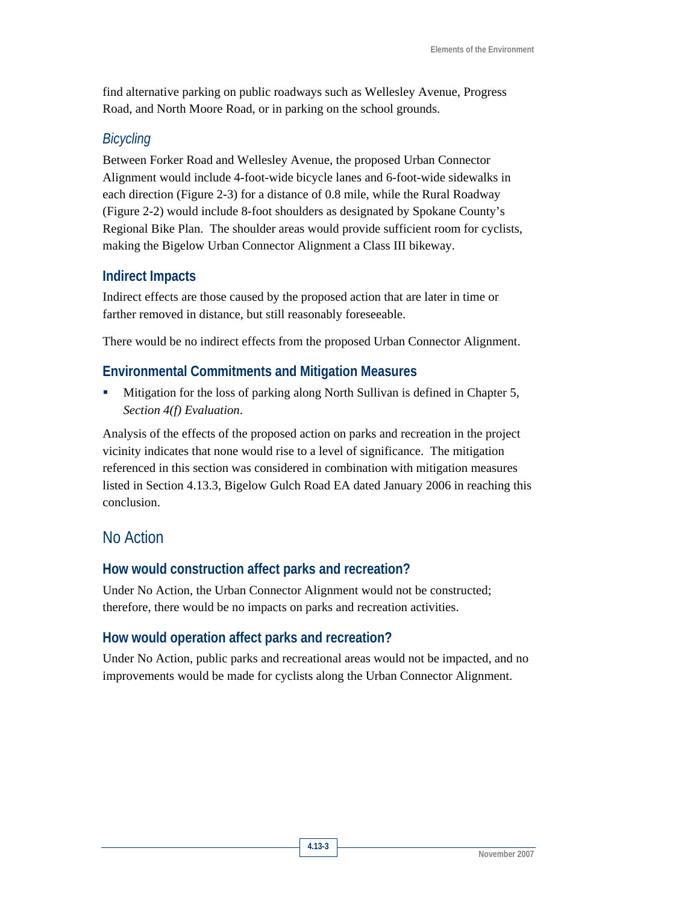find alternative parking on public roadways such as Wellesley Avenue, Progress Road, and North Moore Road, or in parking on the school grounds.

#### *Bicycling*

Between Forker Road and Wellesley Avenue, the proposed Urban Connector Alignment would include 4-foot-wide bicycle lanes and 6-foot-wide sidewalks in each direction (Figure 2-3) for a distance of 0.8 mile, while the Rural Roadway (Figure 2-2) would include 8-foot shoulders as designated by Spokane County's Regional Bike Plan. The shoulder areas would provide sufficient room for cyclists, making the Bigelow Urban Connector Alignment a Class III bikeway.

### Indirect Impacts

Indirect effects are those caused by the proposed action that are later in time or farther removed in distance, but still reasonably foreseeable.

There would be no indirect effects from the proposed Urban Connector Alignment.

### Environmental Commitments and Mitigation Measures

- Mitigation for the loss of parking along North Sullivan is defined in Chapter 5, *Section 4(f) Evaluation*.

Analysis of the effects of the proposed action on parks and recreation in the project vicinity indicates that none would rise to a level of significance. The mitigation referenced in this section was considered in combination with mitigation measures listed in Section 4.13.3, Bigelow Gulch Road EA dated January 2006 in reaching this conclusion.

## No Action

### How would construction affect parks and recreation?

Under No Action, the Urban Connector Alignment would not be constructed; therefore, there would be no impacts on parks and recreation activities.

### How would operation affect parks and recreation?

Under No Action, public parks and recreational areas would not be impacted, and no improvements would be made for cyclists along the Urban Connector Alignment.